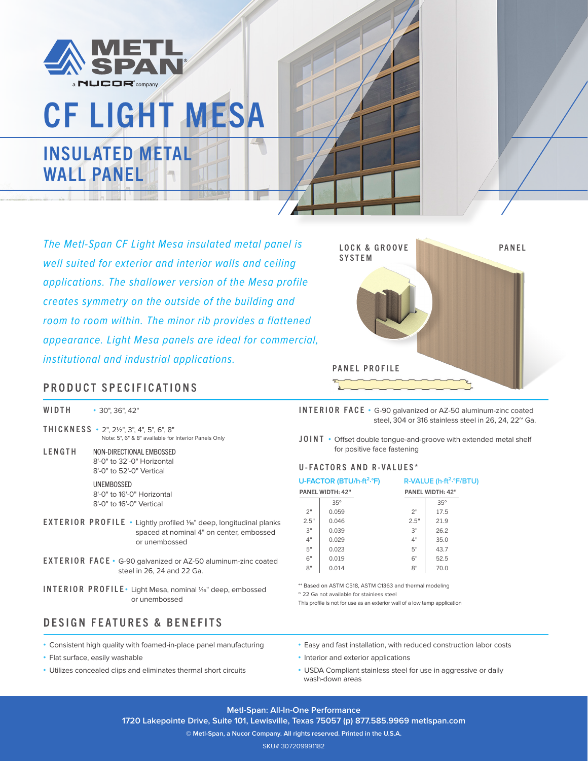METL SPAN
a NUCOR company

# CF LIGHT MESA

## INSULATED METAL WALL PANEL

*The Metl-Span CF Light Mesa insulated metal panel is well suited for exterior and interior walls and ceiling applications. The shallower version of the Mesa profile creates symmetry on the outside of the building and room to room within. The minor rib provides a flattened appearance. Light Mesa panels are ideal for commercial, institutional and industrial applications.*

LOCK & GROOVE SYSTEM

PANEL

PANEL PROFILE

## PRODUCT SPECIFICATIONS

**WIDTH**
- 30", 36", 42"

**THICKNESS**
- 2", 2½", 3", 4", 5", 6", 8"
  Note: 5", 6" & 8" available for Interior Panels Only

**LENGTH**

NON-DIRECTIONAL EMBOSSED
8'-0" to 32'-0" Horizontal
8'-0" to 52'-0" Vertical

UNEMBOSSED
8'-0" to 16'-0" Horizontal
8'-0" to 16'-0" Vertical

**EXTERIOR PROFILE**
- Lightly profiled 1⁄16" deep, longitudinal planks spaced at nominal 4" on center, embossed or unembossed

**EXTERIOR FACE**
- G-90 galvanized or AZ-50 aluminum-zinc coated steel in 26, 24 and 22 Ga.

**INTERIOR PROFILE**
- Light Mesa, nominal 1⁄16" deep, embossed or unembossed

**INTERIOR FACE**
- G-90 galvanized or AZ-50 aluminum-zinc coated steel, 304 or 316 stainless steel in 26, 24, 22~ Ga.

**JOINT**
- Offset double tongue-and-groove with extended metal shelf for positive face fastening

**U-FACTORS AND R-VALUES\***

U-FACTOR (BTU/h·ft$^2$·°F)

| PANEL WIDTH: 42" | |
|---|---|
| | 35° |
| 2" | 0.059 |
| 2.5" | 0.046 |
| 3" | 0.039 |
| 4" | 0.029 |
| 5" | 0.023 |
| 6" | 0.019 |
| 8" | 0.014 |

R-VALUE (h·ft$^2$·°F/BTU)

| PANEL WIDTH: 42" | |
|---|---|
| | 35° |
| 2" | 17.5 |
| 2.5" | 21.9 |
| 3" | 26.2 |
| 4" | 35.0 |
| 5" | 43.7 |
| 6" | 52.5 |
| 8" | 70.0 |

\*\* Based on ASTM C518, ASTM C1363 and thermal modeling
~ 22 Ga not available for stainless steel
This profile is not for use as an exterior wall of a low temp application

## DESIGN FEATURES & BENEFITS

- Consistent high quality with foamed-in-place panel manufacturing
- Flat surface, easily washable
- Utilizes concealed clips and eliminates thermal short circuits
- Easy and fast installation, with reduced construction labor costs
- Interior and exterior applications
- USDA Compliant stainless steel for use in aggressive or daily wash-down areas

**Metl-Span: All-In-One Performance**
**1720 Lakepointe Drive, Suite 101, Lewisville, Texas 75057 (p) 877.585.9969 metlspan.com**
© Metl-Span, a Nucor Company. All rights reserved. Printed in the U.S.A.
SKU# 307209991182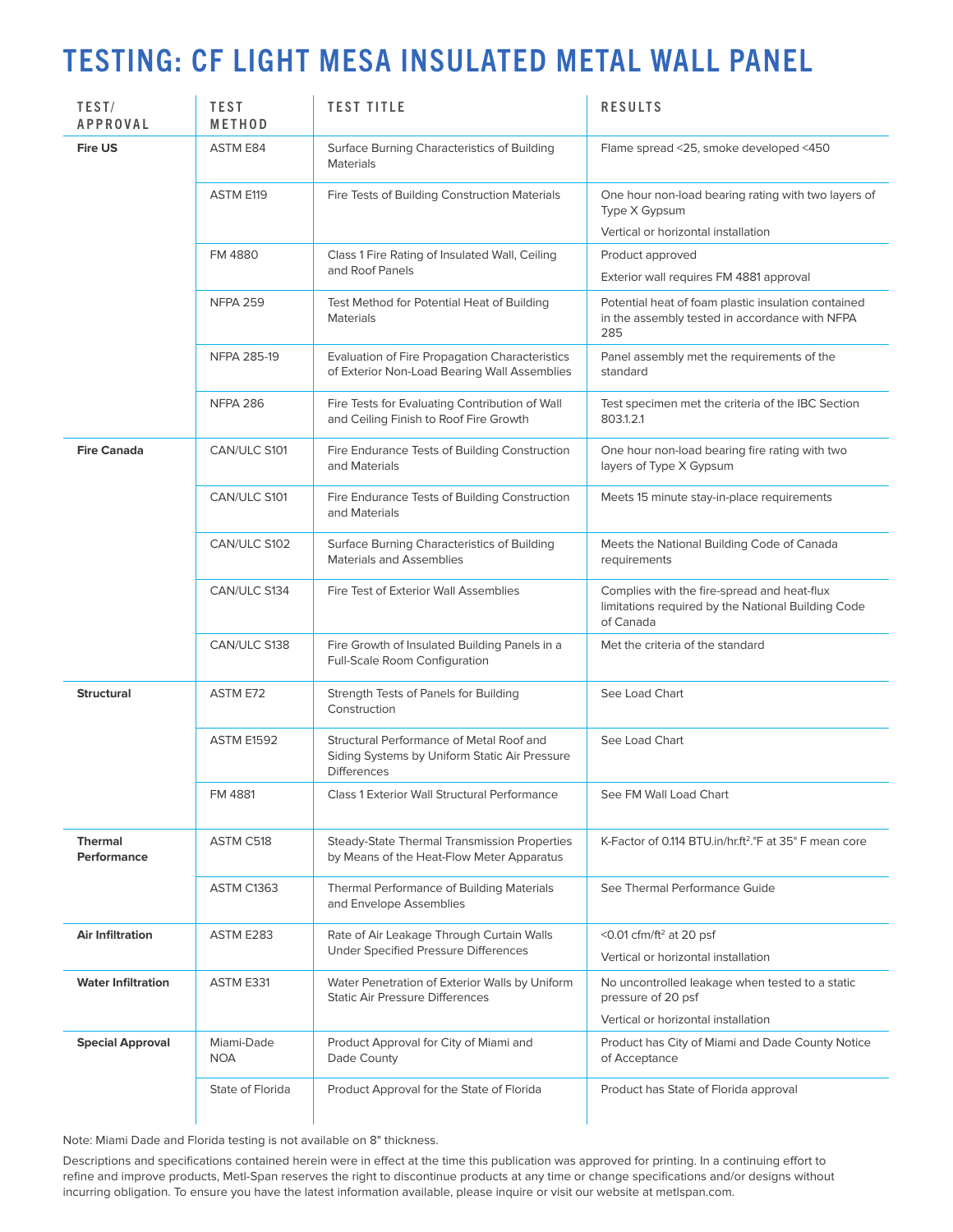# TESTING: CF LIGHT MESA INSULATED METAL WALL PANEL

| TEST/ APPROVAL | TEST METHOD | TEST TITLE | RESULTS |
|---|---|---|---|
| **Fire US** | ASTM E84 | Surface Burning Characteristics of Building Materials | Flame spread <25, smoke developed <450 |
| | ASTM E119 | Fire Tests of Building Construction Materials | One hour non-load bearing rating with two layers of Type X Gypsum<br>Vertical or horizontal installation |
| | FM 4880 | Class 1 Fire Rating of Insulated Wall, Ceiling and Roof Panels | Product approved<br>Exterior wall requires FM 4881 approval |
| | NFPA 259 | Test Method for Potential Heat of Building Materials | Potential heat of foam plastic insulation contained in the assembly tested in accordance with NFPA 285 |
| | NFPA 285-19 | Evaluation of Fire Propagation Characteristics of Exterior Non-Load Bearing Wall Assemblies | Panel assembly met the requirements of the standard |
| | NFPA 286 | Fire Tests for Evaluating Contribution of Wall and Ceiling Finish to Roof Fire Growth | Test specimen met the criteria of the IBC Section 803.1.2.1 |
| **Fire Canada** | CAN/ULC S101 | Fire Endurance Tests of Building Construction and Materials | One hour non-load bearing fire rating with two layers of Type X Gypsum |
| | CAN/ULC S101 | Fire Endurance Tests of Building Construction and Materials | Meets 15 minute stay-in-place requirements |
| | CAN/ULC S102 | Surface Burning Characteristics of Building Materials and Assemblies | Meets the National Building Code of Canada requirements |
| | CAN/ULC S134 | Fire Test of Exterior Wall Assemblies | Complies with the fire-spread and heat-flux limitations required by the National Building Code of Canada |
| | CAN/ULC S138 | Fire Growth of Insulated Building Panels in a Full-Scale Room Configuration | Met the criteria of the standard |
| **Structural** | ASTM E72 | Strength Tests of Panels for Building Construction | See Load Chart |
| | ASTM E1592 | Structural Performance of Metal Roof and Siding Systems by Uniform Static Air Pressure Differences | See Load Chart |
| | FM 4881 | Class 1 Exterior Wall Structural Performance | See FM Wall Load Chart |
| **Thermal Performance** | ASTM C518 | Steady-State Thermal Transmission Properties by Means of the Heat-Flow Meter Apparatus | K-Factor of 0.114 BTU.in/hr.ft$^2$.°F at 35° F mean core |
| | ASTM C1363 | Thermal Performance of Building Materials and Envelope Assemblies | See Thermal Performance Guide |
| **Air Infiltration** | ASTM E283 | Rate of Air Leakage Through Curtain Walls Under Specified Pressure Differences | <0.01 cfm/ft$^2$ at 20 psf<br>Vertical or horizontal installation |
| **Water Infiltration** | ASTM E331 | Water Penetration of Exterior Walls by Uniform Static Air Pressure Differences | No uncontrolled leakage when tested to a static pressure of 20 psf<br>Vertical or horizontal installation |
| **Special Approval** | Miami-Dade NOA | Product Approval for City of Miami and Dade County | Product has City of Miami and Dade County Notice of Acceptance |
| | State of Florida | Product Approval for the State of Florida | Product has State of Florida approval |

Note: Miami Dade and Florida testing is not available on 8" thickness.

Descriptions and specifications contained herein were in effect at the time this publication was approved for printing. In a continuing effort to refine and improve products, Metl-Span reserves the right to discontinue products at any time or change specifications and/or designs without incurring obligation. To ensure you have the latest information available, please inquire or visit our website at metlspan.com.